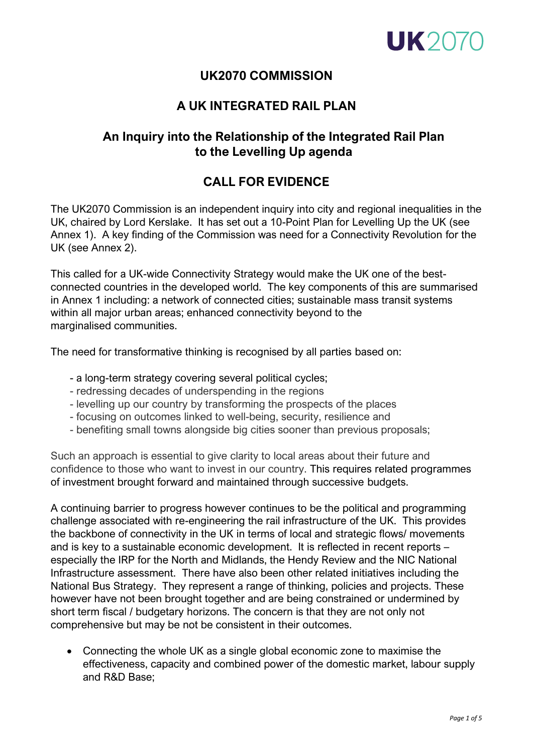# UK2070 COMMISSION

## A UK INTEGRATED RAIL PLAN

## An Inquiry into the Relationship of the Integrated Rail Plan to the Levelling Up agenda

## CALL FOR EVIDENCE

The UK2070 Commission is an independent inquiry into city and regional inequalities in the UK, chaired by Lord Kerslake. It has set out a 10-Point Plan for Levelling Up the UK (see Annex 1). A key finding of the Commission was need for a Connectivity Revolution for the UK (see Annex 2).

This called for a UK-wide Connectivity Strategy would make the UK one of the best-connected countries in the developed world. The key components of this are summarised in Annex 1 including: a network of connected cities; sustainable mass transit systems within all major urban areas; enhanced connectivity beyond to the marginalised communities.

The need for transformative thinking is recognised by all parties based on:

- a long-term strategy covering several political cycles;
- redressing decades of underspending in the regions
- levelling up our country by transforming the prospects of the places
- focusing on outcomes linked to well-being, security, resilience and
- benefiting small towns alongside big cities sooner than previous proposals;

Such an approach is essential to give clarity to local areas about their future and confidence to those who want to invest in our country. This requires related programmes of investment brought forward and maintained through successive budgets.

A continuing barrier to progress however continues to be the political and programming challenge associated with re-engineering the rail infrastructure of the UK. This provides the backbone of connectivity in the UK in terms of local and strategic flows/ movements and is key to a sustainable economic development. It is reflected in recent reports – especially the IRP for the North and Midlands, the Hendy Review and the NIC National Infrastructure assessment. There have also been other related initiatives including the National Bus Strategy. They represent a range of thinking, policies and projects. These however have not been brought together and are being constrained or undermined by short term fiscal / budgetary horizons. The concern is that they are not only not comprehensive but may be not be consistent in their outcomes.

- Connecting the whole UK as a single global economic zone to maximise the effectiveness, capacity and combined power of the domestic market, labour supply and R&D Base;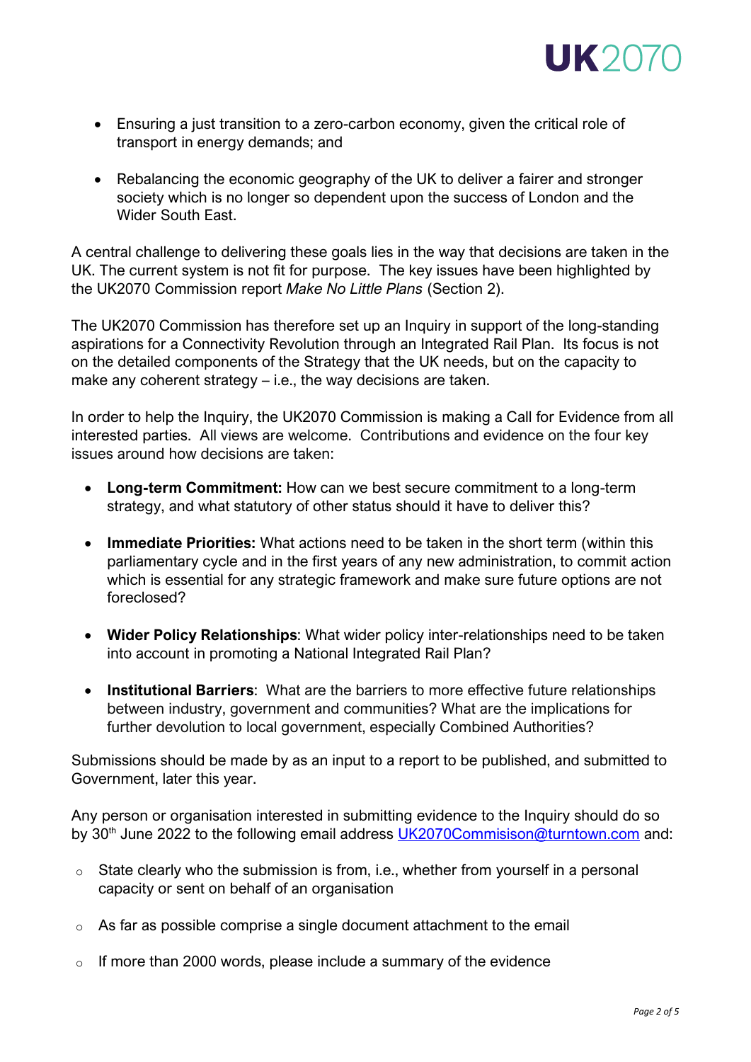- Ensuring a just transition to a zero-carbon economy, given the critical role of transport in energy demands; and

- Rebalancing the economic geography of the UK to deliver a fairer and stronger society which is no longer so dependent upon the success of London and the Wider South East.

A central challenge to delivering these goals lies in the way that decisions are taken in the UK. The current system is not fit for purpose. The key issues have been highlighted by the UK2070 Commission report *Make No Little Plans* (Section 2).

The UK2070 Commission has therefore set up an Inquiry in support of the long-standing aspirations for a Connectivity Revolution through an Integrated Rail Plan. Its focus is not on the detailed components of the Strategy that the UK needs, but on the capacity to make any coherent strategy – i.e., the way decisions are taken.

In order to help the Inquiry, the UK2070 Commission is making a Call for Evidence from all interested parties. All views are welcome. Contributions and evidence on the four key issues around how decisions are taken:

- **Long-term Commitment:** How can we best secure commitment to a long-term strategy, and what statutory of other status should it have to deliver this?

- **Immediate Priorities:** What actions need to be taken in the short term (within this parliamentary cycle and in the first years of any new administration, to commit action which is essential for any strategic framework and make sure future options are not foreclosed?

- **Wider Policy Relationships**: What wider policy inter-relationships need to be taken into account in promoting a National Integrated Rail Plan?

- **Institutional Barriers**: What are the barriers to more effective future relationships between industry, government and communities? What are the implications for further devolution to local government, especially Combined Authorities?

Submissions should be made by as an input to a report to be published, and submitted to Government, later this year.

Any person or organisation interested in submitting evidence to the Inquiry should do so by 30th June 2022 to the following email address UK2070Commisison@turntown.com and:

- State clearly who the submission is from, i.e., whether from yourself in a personal capacity or sent on behalf of an organisation

- As far as possible comprise a single document attachment to the email

- If more than 2000 words, please include a summary of the evidence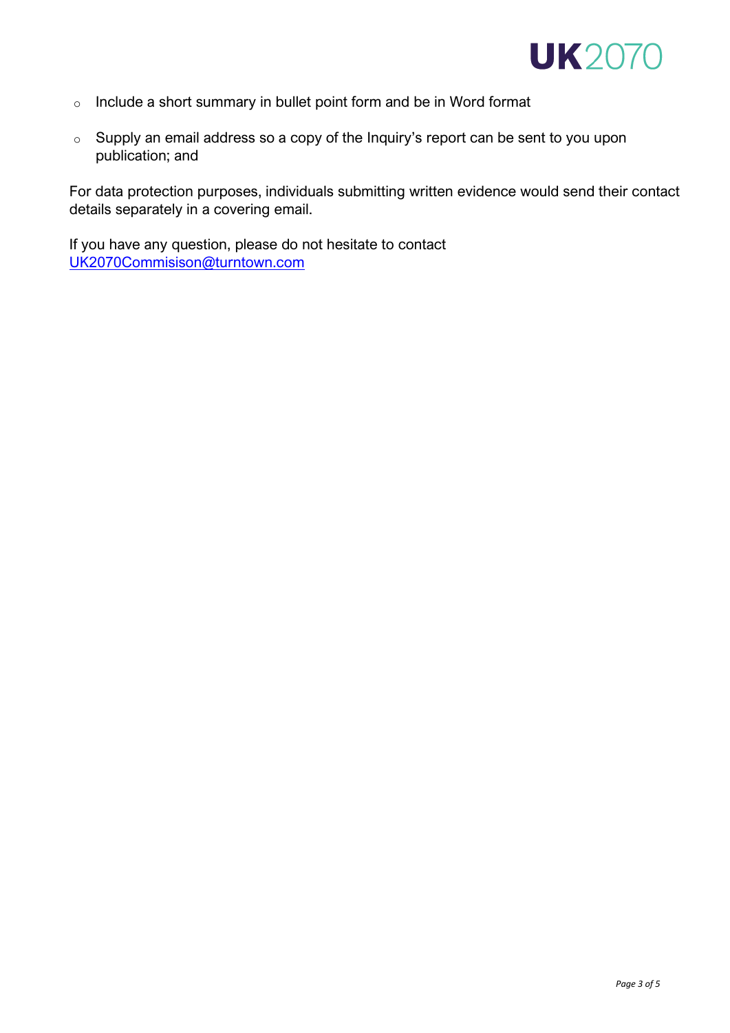- Include a short summary in bullet point form and be in Word format
- Supply an email address so a copy of the Inquiry's report can be sent to you upon publication; and

For data protection purposes, individuals submitting written evidence would send their contact details separately in a covering email.

If you have any question, please do not hesitate to contact
UK2070Commisison@turntown.com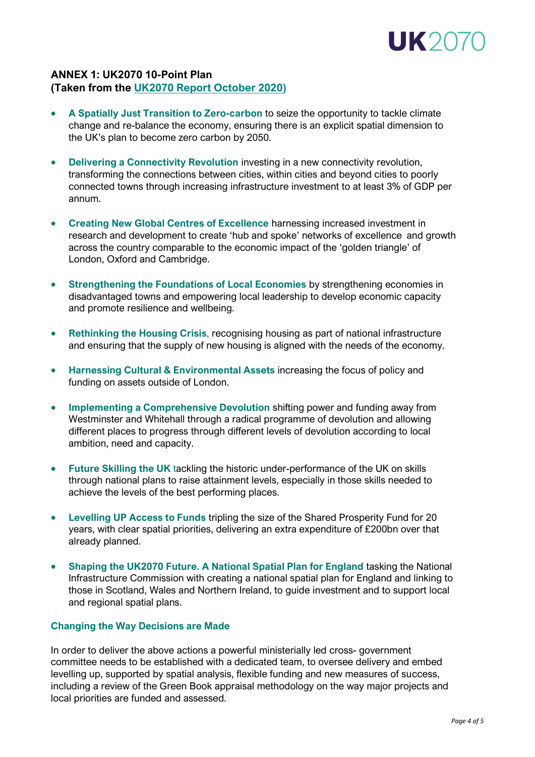## ANNEX 1: UK2070 10-Point Plan
## (Taken from the UK2070 Report October 2020)

- **A Spatially Just Transition to Zero-carbon** to seize the opportunity to tackle climate change and re-balance the economy, ensuring there is an explicit spatial dimension to the UK's plan to become zero carbon by 2050.

- **Delivering a Connectivity Revolution** investing in a new connectivity revolution, transforming the connections between cities, within cities and beyond cities to poorly connected towns through increasing infrastructure investment to at least 3% of GDP per annum.

- **Creating New Global Centres of Excellence** harnessing increased investment in research and development to create 'hub and spoke' networks of excellence and growth across the country comparable to the economic impact of the 'golden triangle' of London, Oxford and Cambridge.

- **Strengthening the Foundations of Local Economies** by strengthening economies in disadvantaged towns and empowering local leadership to develop economic capacity and promote resilience and wellbeing.

- **Rethinking the Housing Crisis**, recognising housing as part of national infrastructure and ensuring that the supply of new housing is aligned with the needs of the economy.

- **Harnessing Cultural & Environmental Assets** increasing the focus of policy and funding on assets outside of London.

- **Implementing a Comprehensive Devolution** shifting power and funding away from Westminster and Whitehall through a radical programme of devolution and allowing different places to progress through different levels of devolution according to local ambition, need and capacity.

- **Future Skilling the UK** tackling the historic under-performance of the UK on skills through national plans to raise attainment levels, especially in those skills needed to achieve the levels of the best performing places.

- **Levelling UP Access to Funds** tripling the size of the Shared Prosperity Fund for 20 years, with clear spatial priorities, delivering an extra expenditure of £200bn over that already planned.

- **Shaping the UK2070 Future. A National Spatial Plan for England** tasking the National Infrastructure Commission with creating a national spatial plan for England and linking to those in Scotland, Wales and Northern Ireland, to guide investment and to support local and regional spatial plans.

### Changing the Way Decisions are Made

In order to deliver the above actions a powerful ministerially led cross- government committee needs to be established with a dedicated team, to oversee delivery and embed levelling up, supported by spatial analysis, flexible funding and new measures of success, including a review of the Green Book appraisal methodology on the way major projects and local priorities are funded and assessed.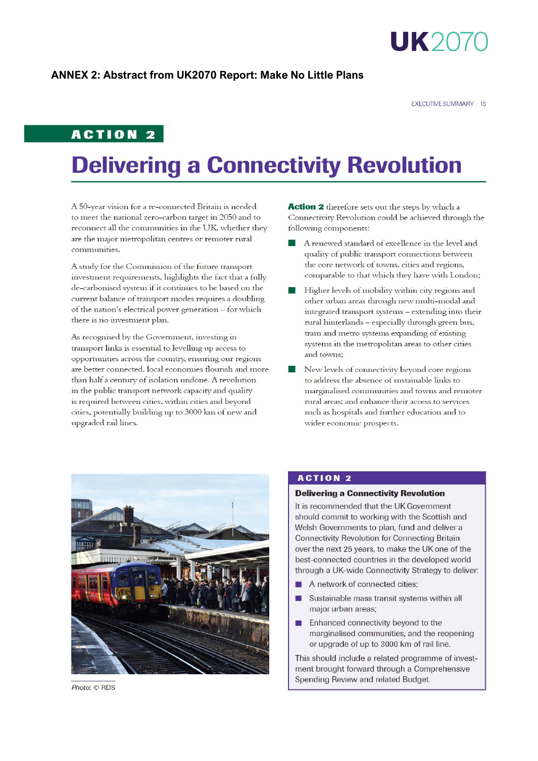UK2070

**ANNEX 2: Abstract from UK2070 Report: Make No Little Plans**

# ACTION 2

# Delivering a Connectivity Revolution

A 50-year vision for a re-connected Britain is needed to meet the national zero-carbon target in 2050 and to reconnect all the communities in the UK, whether they are the major metropolitan centres or remoter rural communities.

A study for the Commission of the future transport investment requirements, highlights the fact that a fully de-carbonised system if it continues to be based on the current balance of transport modes requires a doubling of the nation's electrical power generation – for which there is no investment plan.

As recognised by the Government, investing in transport links is essential to levelling up access to opportunities across the country, ensuring our regions are better connected, local economies flourish and more than half a century of isolation undone. A revolution in the public transport network capacity and quality is required between cities, within cities and beyond cities, potentially building up to 3000 km of new and upgraded rail lines.

**Action 2** therefore sets out the steps by which a Connectivity Revolution could be achieved through the following components:

- A renewed standard of excellence in the level and quality of public transport connections between the core network of towns, cities and regions, comparable to that which they have with London;
- Higher levels of mobility within city regions and other urban areas through new multi-modal and integrated transport systems – extending into their rural hinterlands – especially through green bus, tram and metro systems expanding of existing systems in the metropolitan areas to other cities and towns;
- New levels of connectivity beyond core regions to address the absence of sustainable links to marginalised communities and towns and remoter rural areas; and enhance their access to services such as hospitals and further education and to wider economic prospects.

Photo: © RDS

## ACTION 2

### Delivering a Connectivity Revolution

It is recommended that the UK Government should commit to working with the Scottish and Welsh Governments to plan, fund and deliver a Connectivity Revolution for Connecting Britain over the next 25 years, to make the UK one of the best-connected countries in the developed world through a UK-wide Connectivity Strategy to deliver:

- A network of connected cities;
- Sustainable mass transit systems within all major urban areas;
- Enhanced connectivity beyond to the marginalised communities, and the reopening or upgrade of up to 3000 km of rail line.

This should include a related programme of investment brought forward through a Comprehensive Spending Review and related Budget.